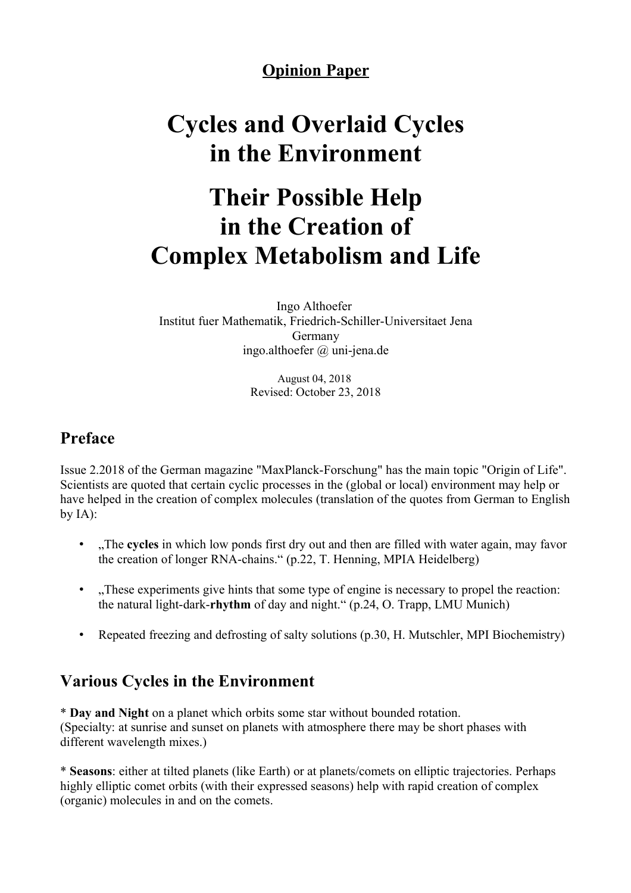**Opinion Paper**

# Cycles and Overlaid Cycles in the Environment

# Their Possible Help in the Creation of Complex Metabolism and Life

Ingo Althoefer
Institut fuer Mathematik, Friedrich-Schiller-Universitaet Jena
Germany
ingo.althoefer @ uni-jena.de

August 04, 2018
Revised: October 23, 2018

## Preface

Issue 2.2018 of the German magazine "MaxPlanck-Forschung" has the main topic "Origin of Life". Scientists are quoted that certain cyclic processes in the (global or local) environment may help or have helped in the creation of complex molecules (translation of the quotes from German to English by IA):

- „The **cycles** in which low ponds first dry out and then are filled with water again, may favor the creation of longer RNA-chains.“ (p.22, T. Henning, MPIA Heidelberg)
- „These experiments give hints that some type of engine is necessary to propel the reaction: the natural light-dark-**rhythm** of day and night.“ (p.24, O. Trapp, LMU Munich)
- Repeated freezing and defrosting of salty solutions (p.30, H. Mutschler, MPI Biochemistry)

## Various Cycles in the Environment

* **Day and Night** on a planet which orbits some star without bounded rotation.
(Specialty: at sunrise and sunset on planets with atmosphere there may be short phases with different wavelength mixes.)

* **Seasons**: either at tilted planets (like Earth) or at planets/comets on elliptic trajectories. Perhaps highly elliptic comet orbits (with their expressed seasons) help with rapid creation of complex (organic) molecules in and on the comets.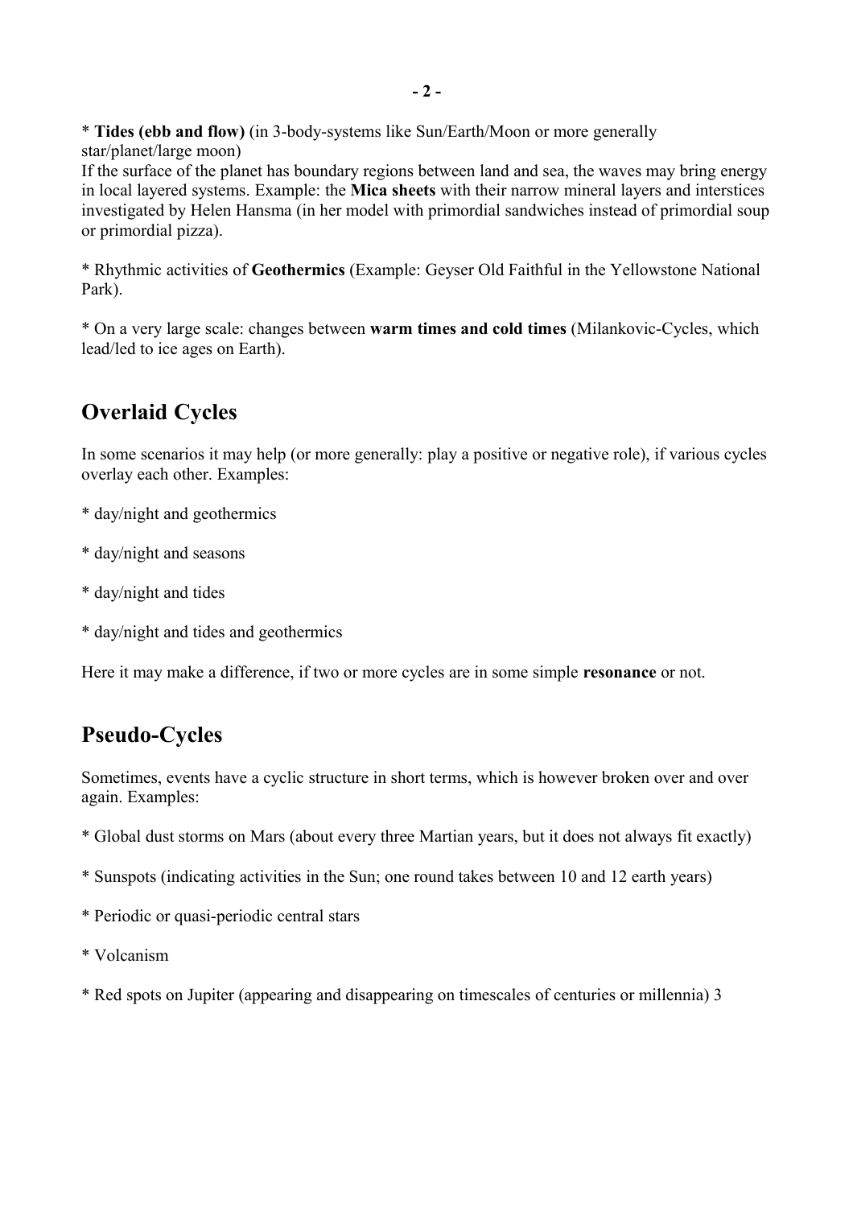* **Tides (ebb and flow)** (in 3-body-systems like Sun/Earth/Moon or more generally star/planet/large moon)
If the surface of the planet has boundary regions between land and sea, the waves may bring energy in local layered systems. Example: the **Mica sheets** with their narrow mineral layers and interstices investigated by Helen Hansma (in her model with primordial sandwiches instead of primordial soup or primordial pizza).

* Rhythmic activities of **Geothermics** (Example: Geyser Old Faithful in the Yellowstone National Park).

* On a very large scale: changes between **warm times and cold times** (Milankovic-Cycles, which lead/led to ice ages on Earth).

## Overlaid Cycles

In some scenarios it may help (or more generally: play a positive or negative role), if various cycles overlay each other. Examples:

* day/night and geothermics

* day/night and seasons

* day/night and tides

* day/night and tides and geothermics

Here it may make a difference, if two or more cycles are in some simple **resonance** or not.

## Pseudo-Cycles

Sometimes, events have a cyclic structure in short terms, which is however broken over and over again. Examples:

* Global dust storms on Mars (about every three Martian years, but it does not always fit exactly)

* Sunspots (indicating activities in the Sun; one round takes between 10 and 12 earth years)

* Periodic or quasi-periodic central stars

* Volcanism

* Red spots on Jupiter (appearing and disappearing on timescales of centuries or millennia) 3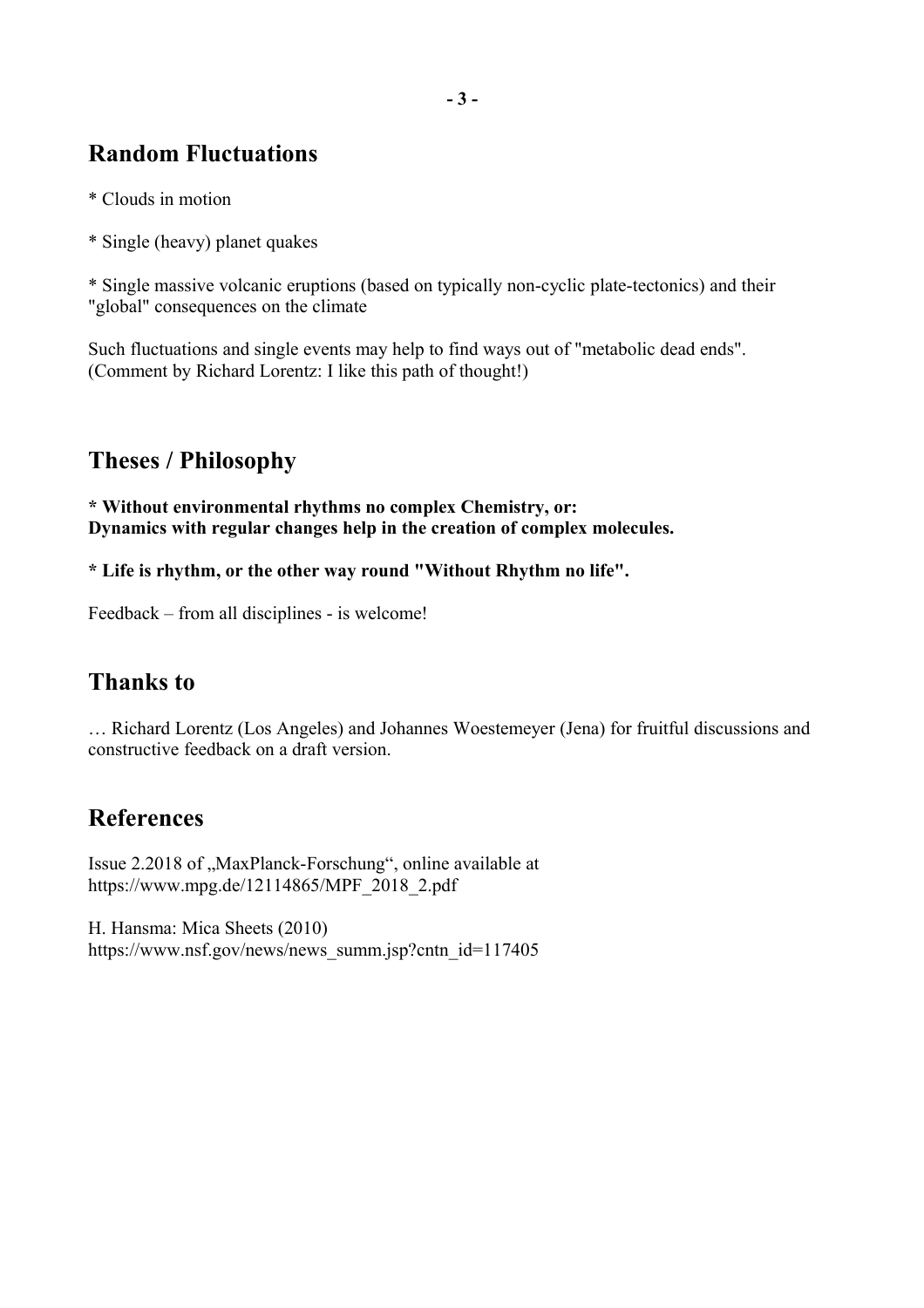## Random Fluctuations

* Clouds in motion

* Single (heavy) planet quakes

* Single massive volcanic eruptions (based on typically non-cyclic plate-tectonics) and their "global" consequences on the climate

Such fluctuations and single events may help to find ways out of "metabolic dead ends". (Comment by Richard Lorentz: I like this path of thought!)

## Theses / Philosophy

**\* Without environmental rhythms no complex Chemistry, or: Dynamics with regular changes help in the creation of complex molecules.**

**\* Life is rhythm, or the other way round "Without Rhythm no life".**

Feedback – from all disciplines - is welcome!

## Thanks to

… Richard Lorentz (Los Angeles) and Johannes Woestemeyer (Jena) for fruitful discussions and constructive feedback on a draft version.

## References

Issue 2.2018 of „MaxPlanck-Forschung“, online available at https://www.mpg.de/12114865/MPF_2018_2.pdf

H. Hansma: Mica Sheets (2010)
https://www.nsf.gov/news/news_summ.jsp?cntn_id=117405